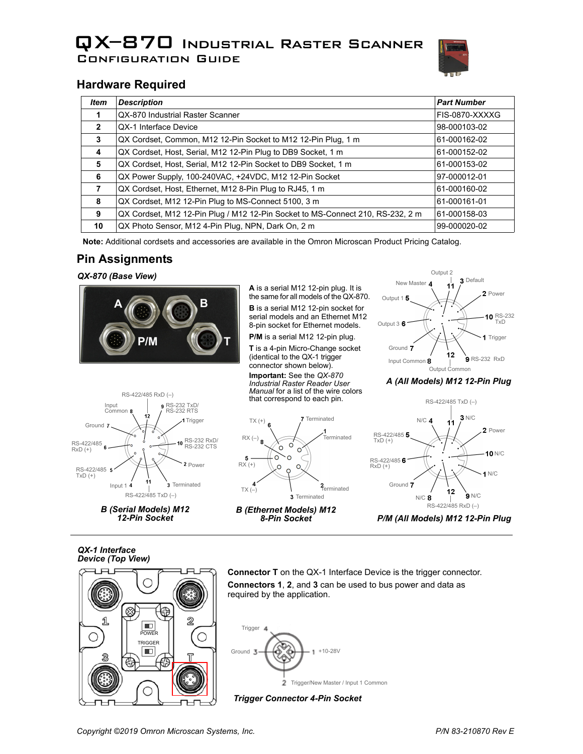# QX-870 Industrial Raster Scanner

## Configuration Guide

## Hardware Required

| Item | Description | Part Number |
|---|---|---|
| 1 | QX-870 Industrial Raster Scanner | FIS-0870-XXXXG |
| 2 | QX-1 Interface Device | 98-000103-02 |
| 3 | QX Cordset, Common, M12 12-Pin Socket to M12 12-Pin Plug, 1 m | 61-000162-02 |
| 4 | QX Cordset, Host, Serial, M12 12-Pin Plug to DB9 Socket, 1 m | 61-000152-02 |
| 5 | QX Cordset, Host, Serial, M12 12-Pin Socket to DB9 Socket, 1 m | 61-000153-02 |
| 6 | QX Power Supply, 100-240VAC, +24VDC, M12 12-Pin Socket | 97-000012-01 |
| 7 | QX Cordset, Host, Ethernet, M12 8-Pin Plug to RJ45, 1 m | 61-000160-02 |
| 8 | QX Cordset, M12 12-Pin Plug to MS-Connect 5100, 3 m | 61-000161-01 |
| 9 | QX Cordset, M12 12-Pin Plug / M12 12-Pin Socket to MS-Connect 210, RS-232, 2 m | 61-000158-03 |
| 10 | QX Photo Sensor, M12 4-Pin Plug, NPN, Dark On, 2 m | 99-000020-02 |

**Note:** Additional cordsets and accessories are available in the Omron Microscan Product Pricing Catalog.

## Pin Assignments

*QX-870 (Base View)*

**A** is a serial M12 12-pin plug. It is the same for all models of the QX-870.

**B** is a serial M12 12-pin socket for serial models and an Ethernet M12 8-pin socket for Ethernet models.

**P/M** is a serial M12 12-pin plug.

**T** is a 4-pin Micro-Change socket (identical to the QX-1 trigger connector shown below).

**Important:** See the *QX-870 Industrial Raster Reader User Manual* for a list of the wire colors that correspond to each pin.

***A (All Models) M12 12-Pin Plug***

1 Trigger; 2 Power; 3 Default; 4 New Master; 5 Output 1; 6 Output 3; 7 Ground; 8 Input Common; 9 RS-232 RxD; 10 RS-232 TxD; 11 Output 2; 12 Output Common

***B (Serial Models) M12 12-Pin Socket***

1 Trigger; 2 Power; 3 Terminated; 4 Input 1; 5 RS-422/485 TxD (+); 6 RS-422/485 RxD (+); 7 Ground; 8 Input Common; 9 RS-232 TxD/ RS-232 RTS; 10 RS-232 RxD/ RS-232 CTS; 11 RS-422/485 TxD (–); 12 RS-422/485 RxD (–)

***B (Ethernet Models) M12 8-Pin Socket***

1 Terminated; 2 Terminated; 3 Terminated; 4 TX (–); 5 RX (+); 6 TX (+); 7 Terminated; 8 RX (–)

***P/M (All Models) M12 12-Pin Plug***

1 N/C; 2 Power; 3 N/C; 4 N/C; 5 RS-422/485 TxD (+); 6 RS-422/485 RxD (+); 7 Ground; 8 N/C; 9 N/C; 10 N/C; 11 RS-422/485 TxD (–); 12 RS-422/485 RxD (–)

*QX-1 Interface Device (Top View)*

**Connector T** on the QX-1 Interface Device is the trigger connector.

**Connectors 1**, **2**, and **3** can be used to bus power and data as required by the application.

***Trigger Connector 4-Pin Socket***

1 +10-28V; 2 Trigger/New Master / Input 1 Common; 3 Ground; 4 Trigger

Copyright ©2019 Omron Microscan Systems, Inc. P/N 83-210870 Rev E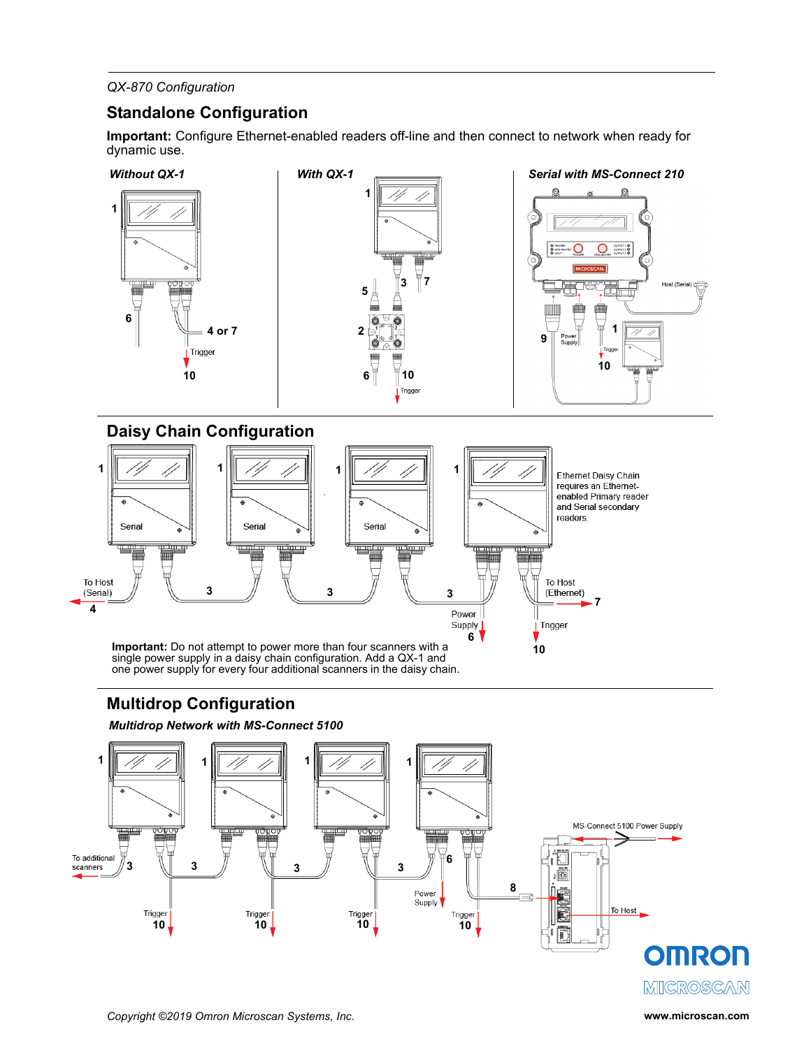*QX-870 Configuration*

## Standalone Configuration

**Important:** Configure Ethernet-enabled readers off-line and then connect to network when ready for dynamic use.

***Without QX-1***

1

6

4 or 7

Trigger

10

***With QX-1***

1

5

3

7

2

6

10

Trigger

***Serial with MS-Connect 210***

Host (Serial)

9

Power Supply

1

Trigger

10

## Daisy Chain Configuration

1

Serial

1

Serial

1

Serial

1

Ethernet Daisy Chain requires an Ethernet-enabled Primary reader and Serial secondary readers.

To Host (Serial)

4

3

3

3

Power Supply

6

To Host (Ethernet)

7

Trigger

10

**Important:** Do not attempt to power more than four scanners with a single power supply in a daisy chain configuration. Add a QX-1 and one power supply for every four additional scanners in the daisy chain.

## Multidrop Configuration

***Multidrop Network with MS-Connect 5100***

1

1

1

1

MS-Connect 5100 Power Supply

To additional scanners

3

3

3

3

6

8

Power Supply

To Host

Trigger

10

Trigger

10

Trigger

10

Trigger

10

Copyright ©2019 Omron Microscan Systems, Inc.

www.microscan.com